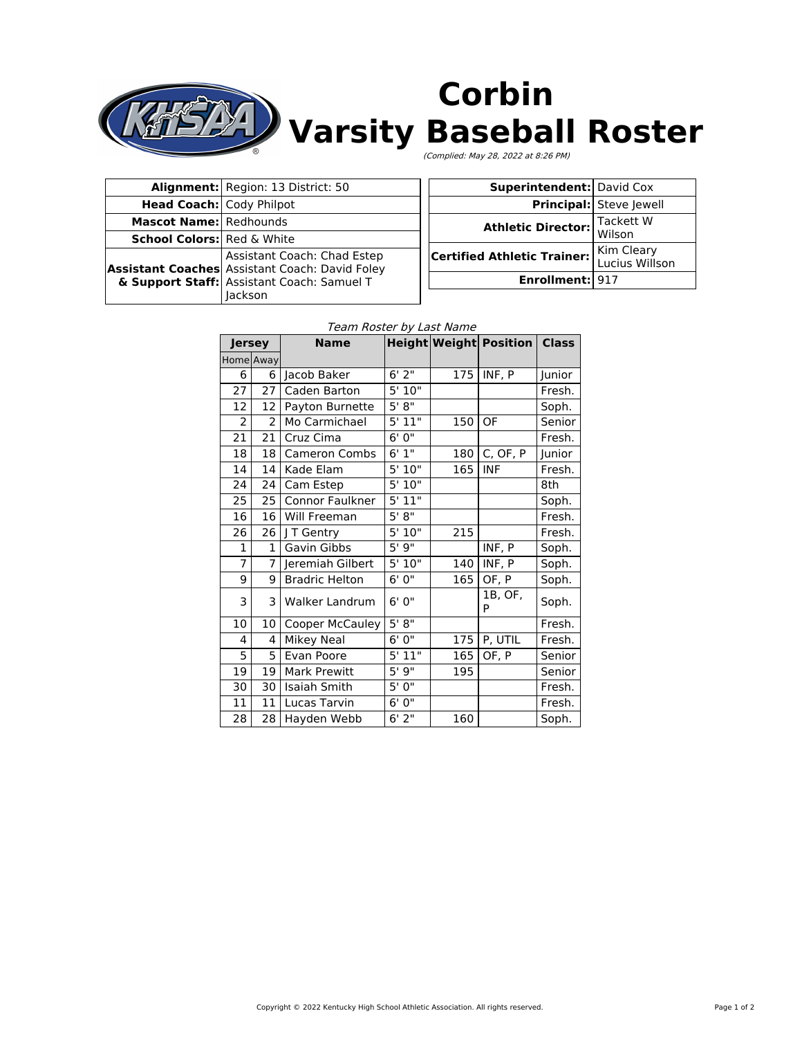# Corbin Varsity Baseball Roster

*(Complied: May 28, 2022 at 8:26 PM)*

| | |
|---|---|
| **Alignment:** | Region: 13 District: 50 |
| **Head Coach:** | Cody Philpot |
| **Mascot Name:** | Redhounds |
| **School Colors:** | Red & White |
| **Assistant Coaches & Support Staff:** | Assistant Coach: Chad Estep<br>Assistant Coach: David Foley<br>Assistant Coach: Samuel T Jackson |

| | |
|---|---|
| **Superintendent:** | David Cox |
| **Principal:** | Steve Jewell |
| **Athletic Director:** | Tackett W Wilson |
| **Certified Athletic Trainer:** | Kim Cleary<br>Lucius Willson |
| **Enrollment:** | 917 |

*Team Roster by Last Name*

| Jersey | | Name | Height | Weight | Position | Class |
|---|---|---|---|---|---|---|
| Home | Away | | | | | |
| 6 | 6 | Jacob Baker | 6' 2" | 175 | INF, P | Junior |
| 27 | 27 | Caden Barton | 5' 10" | | | Fresh. |
| 12 | 12 | Payton Burnette | 5' 8" | | | Soph. |
| 2 | 2 | Mo Carmichael | 5' 11" | 150 | OF | Senior |
| 21 | 21 | Cruz Cima | 6' 0" | | | Fresh. |
| 18 | 18 | Cameron Combs | 6' 1" | 180 | C, OF, P | Junior |
| 14 | 14 | Kade Elam | 5' 10" | 165 | INF | Fresh. |
| 24 | 24 | Cam Estep | 5' 10" | | | 8th |
| 25 | 25 | Connor Faulkner | 5' 11" | | | Soph. |
| 16 | 16 | Will Freeman | 5' 8" | | | Fresh. |
| 26 | 26 | J T Gentry | 5' 10" | 215 | | Fresh. |
| 1 | 1 | Gavin Gibbs | 5' 9" | | INF, P | Soph. |
| 7 | 7 | Jeremiah Gilbert | 5' 10" | 140 | INF, P | Soph. |
| 9 | 9 | Bradric Helton | 6' 0" | 165 | OF, P | Soph. |
| 3 | 3 | Walker Landrum | 6' 0" | | 1B, OF, P | Soph. |
| 10 | 10 | Cooper McCauley | 5' 8" | | | Fresh. |
| 4 | 4 | Mikey Neal | 6' 0" | 175 | P, UTIL | Fresh. |
| 5 | 5 | Evan Poore | 5' 11" | 165 | OF, P | Senior |
| 19 | 19 | Mark Prewitt | 5' 9" | 195 | | Senior |
| 30 | 30 | Isaiah Smith | 5' 0" | | | Fresh. |
| 11 | 11 | Lucas Tarvin | 6' 0" | | | Fresh. |
| 28 | 28 | Hayden Webb | 6' 2" | 160 | | Soph. |

Copyright © 2022 Kentucky High School Athletic Association. All rights reserved.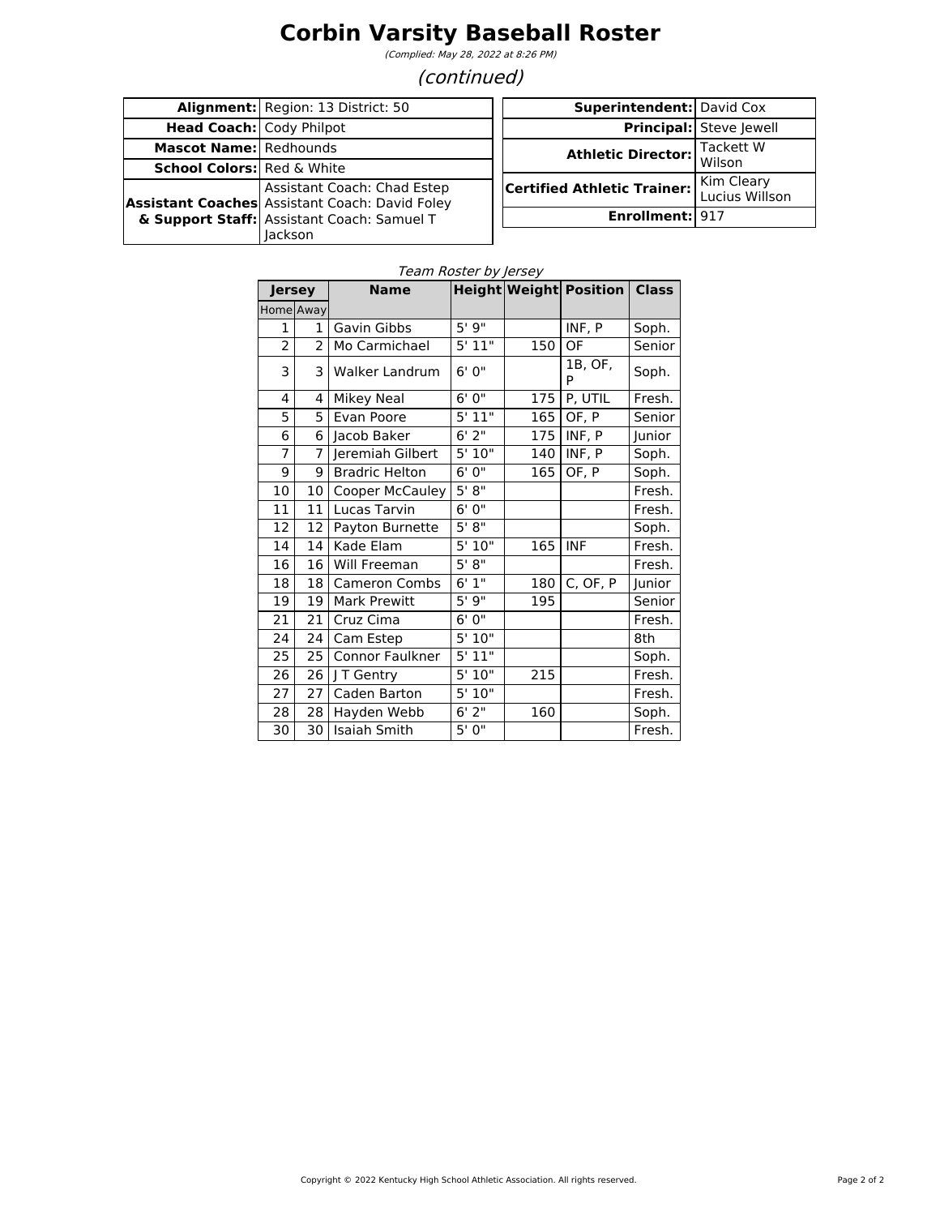# Corbin Varsity Baseball Roster

*(Complied: May 28, 2022 at 8:26 PM)*

## *(continued)*

| | |
|---|---|
| **Alignment:** | Region: 13 District: 50 |
| **Head Coach:** | Cody Philpot |
| **Mascot Name:** | Redhounds |
| **School Colors:** | Red & White |
| **Assistant Coaches & Support Staff:** | Assistant Coach: Chad Estep<br>Assistant Coach: David Foley<br>Assistant Coach: Samuel T Jackson |

| | |
|---|---|
| **Superintendent:** | David Cox |
| **Principal:** | Steve Jewell |
| **Athletic Director:** | Tackett W Wilson |
| **Certified Athletic Trainer:** | Kim Cleary<br>Lucius Willson |
| **Enrollment:** | 917 |

*Team Roster by Jersey*

| Jersey | | Name | Height | Weight | Position | Class |
|---|---|---|---|---|---|---|
| Home | Away | | | | | |
| 1 | 1 | Gavin Gibbs | 5' 9" | | INF, P | Soph. |
| 2 | 2 | Mo Carmichael | 5' 11" | 150 | OF | Senior |
| 3 | 3 | Walker Landrum | 6' 0" | | 1B, OF, P | Soph. |
| 4 | 4 | Mikey Neal | 6' 0" | 175 | P, UTIL | Fresh. |
| 5 | 5 | Evan Poore | 5' 11" | 165 | OF, P | Senior |
| 6 | 6 | Jacob Baker | 6' 2" | 175 | INF, P | Junior |
| 7 | 7 | Jeremiah Gilbert | 5' 10" | 140 | INF, P | Soph. |
| 9 | 9 | Bradric Helton | 6' 0" | 165 | OF, P | Soph. |
| 10 | 10 | Cooper McCauley | 5' 8" | | | Fresh. |
| 11 | 11 | Lucas Tarvin | 6' 0" | | | Fresh. |
| 12 | 12 | Payton Burnette | 5' 8" | | | Soph. |
| 14 | 14 | Kade Elam | 5' 10" | 165 | INF | Fresh. |
| 16 | 16 | Will Freeman | 5' 8" | | | Fresh. |
| 18 | 18 | Cameron Combs | 6' 1" | 180 | C, OF, P | Junior |
| 19 | 19 | Mark Prewitt | 5' 9" | 195 | | Senior |
| 21 | 21 | Cruz Cima | 6' 0" | | | Fresh. |
| 24 | 24 | Cam Estep | 5' 10" | | | 8th |
| 25 | 25 | Connor Faulkner | 5' 11" | | | Soph. |
| 26 | 26 | J T Gentry | 5' 10" | 215 | | Fresh. |
| 27 | 27 | Caden Barton | 5' 10" | | | Fresh. |
| 28 | 28 | Hayden Webb | 6' 2" | 160 | | Soph. |
| 30 | 30 | Isaiah Smith | 5' 0" | | | Fresh. |

Copyright © 2022 Kentucky High School Athletic Association. All rights reserved.